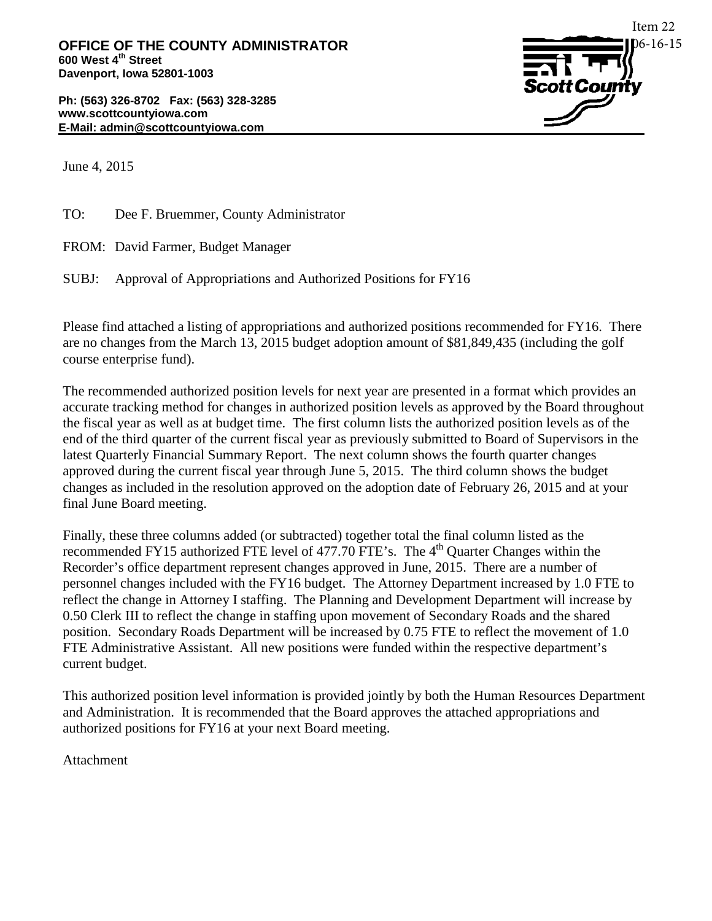Item 22
06-16-15

**OFFICE OF THE COUNTY ADMINISTRATOR**
**600 West 4th Street**
**Davenport, Iowa 52801-1003**

**Ph: (563) 326-8702 Fax: (563) 328-3285**
**www.scottcountyiowa.com**
**E-Mail: admin@scottcountyiowa.com**

Scott County

June 4, 2015

TO: Dee F. Bruemmer, County Administrator

FROM: David Farmer, Budget Manager

SUBJ: Approval of Appropriations and Authorized Positions for FY16

Please find attached a listing of appropriations and authorized positions recommended for FY16. There are no changes from the March 13, 2015 budget adoption amount of $81,849,435 (including the golf course enterprise fund).

The recommended authorized position levels for next year are presented in a format which provides an accurate tracking method for changes in authorized position levels as approved by the Board throughout the fiscal year as well as at budget time. The first column lists the authorized position levels as of the end of the third quarter of the current fiscal year as previously submitted to Board of Supervisors in the latest Quarterly Financial Summary Report. The next column shows the fourth quarter changes approved during the current fiscal year through June 5, 2015. The third column shows the budget changes as included in the resolution approved on the adoption date of February 26, 2015 and at your final June Board meeting.

Finally, these three columns added (or subtracted) together total the final column listed as the recommended FY15 authorized FTE level of 477.70 FTE's. The 4th Quarter Changes within the Recorder's office department represent changes approved in June, 2015. There are a number of personnel changes included with the FY16 budget. The Attorney Department increased by 1.0 FTE to reflect the change in Attorney I staffing. The Planning and Development Department will increase by 0.50 Clerk III to reflect the change in staffing upon movement of Secondary Roads and the shared position. Secondary Roads Department will be increased by 0.75 FTE to reflect the movement of 1.0 FTE Administrative Assistant. All new positions were funded within the respective department's current budget.

This authorized position level information is provided jointly by both the Human Resources Department and Administration. It is recommended that the Board approves the attached appropriations and authorized positions for FY16 at your next Board meeting.

Attachment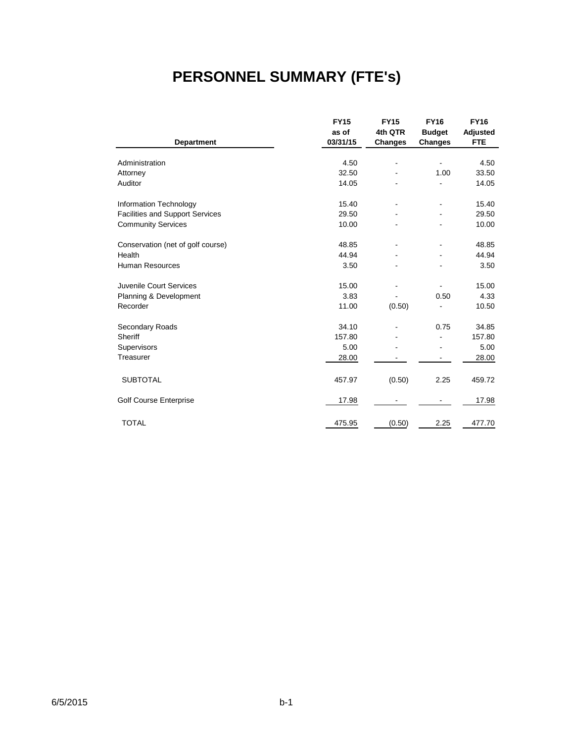# PERSONNEL SUMMARY (FTE's)

| Department | FY15 as of 03/31/15 | FY15 4th QTR Changes | FY16 Budget Changes | FY16 Adjusted FTE |
|---|---|---|---|---|
| Administration | 4.50 | - | - | 4.50 |
| Attorney | 32.50 | - | 1.00 | 33.50 |
| Auditor | 14.05 | - | - | 14.05 |
| Information Technology | 15.40 | - | - | 15.40 |
| Facilities and Support Services | 29.50 | - | - | 29.50 |
| Community Services | 10.00 | - | - | 10.00 |
| Conservation (net of golf course) | 48.85 | - | - | 48.85 |
| Health | 44.94 | - | - | 44.94 |
| Human Resources | 3.50 | - | - | 3.50 |
| Juvenile Court Services | 15.00 | - | - | 15.00 |
| Planning & Development | 3.83 | - | 0.50 | 4.33 |
| Recorder | 11.00 | (0.50) | - | 10.50 |
| Secondary Roads | 34.10 | - | 0.75 | 34.85 |
| Sheriff | 157.80 | - | - | 157.80 |
| Supervisors | 5.00 | - | - | 5.00 |
| Treasurer | 28.00 | - | - | 28.00 |
| SUBTOTAL | 457.97 | (0.50) | 2.25 | 459.72 |
| Golf Course Enterprise | 17.98 | - | - | 17.98 |
| TOTAL | 475.95 | (0.50) | 2.25 | 477.70 |

6/5/2015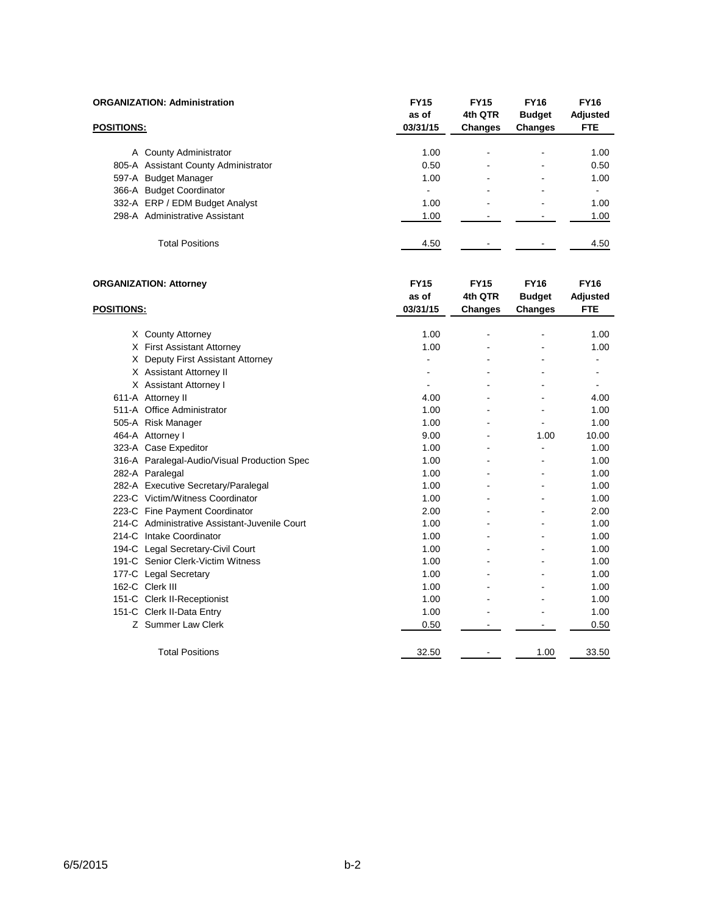**ORGANIZATION: Administration**

| POSITIONS: | | FY15 as of 03/31/15 | FY15 4th QTR Changes | FY16 Budget Changes | FY16 Adjusted FTE |
|---|---|---|---|---|---|
| A | County Administrator | 1.00 | - | - | 1.00 |
| 805-A | Assistant County Administrator | 0.50 | - | - | 0.50 |
| 597-A | Budget Manager | 1.00 | - | - | 1.00 |
| 366-A | Budget Coordinator | - | - | - | - |
| 332-A | ERP / EDM Budget Analyst | 1.00 | - | - | 1.00 |
| 298-A | Administrative Assistant | 1.00 | - | - | 1.00 |
| | Total Positions | 4.50 | - | - | 4.50 |

**ORGANIZATION: Attorney**

| POSITIONS: | | FY15 as of 03/31/15 | FY15 4th QTR Changes | FY16 Budget Changes | FY16 Adjusted FTE |
|---|---|---|---|---|---|
| X | County Attorney | 1.00 | - | - | 1.00 |
| X | First Assistant Attorney | 1.00 | - | - | 1.00 |
| X | Deputy First Assistant Attorney | - | - | - | - |
| X | Assistant Attorney II | - | - | - | - |
| X | Assistant Attorney I | - | - | - | - |
| 611-A | Attorney II | 4.00 | - | - | 4.00 |
| 511-A | Office Administrator | 1.00 | - | - | 1.00 |
| 505-A | Risk Manager | 1.00 | - | - | 1.00 |
| 464-A | Attorney I | 9.00 | - | 1.00 | 10.00 |
| 323-A | Case Expeditor | 1.00 | - | - | 1.00 |
| 316-A | Paralegal-Audio/Visual Production Spec | 1.00 | - | - | 1.00 |
| 282-A | Paralegal | 1.00 | - | - | 1.00 |
| 282-A | Executive Secretary/Paralegal | 1.00 | - | - | 1.00 |
| 223-C | Victim/Witness Coordinator | 1.00 | - | - | 1.00 |
| 223-C | Fine Payment Coordinator | 2.00 | - | - | 2.00 |
| 214-C | Administrative Assistant-Juvenile Court | 1.00 | - | - | 1.00 |
| 214-C | Intake Coordinator | 1.00 | - | - | 1.00 |
| 194-C | Legal Secretary-Civil Court | 1.00 | - | - | 1.00 |
| 191-C | Senior Clerk-Victim Witness | 1.00 | - | - | 1.00 |
| 177-C | Legal Secretary | 1.00 | - | - | 1.00 |
| 162-C | Clerk III | 1.00 | - | - | 1.00 |
| 151-C | Clerk II-Receptionist | 1.00 | - | - | 1.00 |
| 151-C | Clerk II-Data Entry | 1.00 | - | - | 1.00 |
| Z | Summer Law Clerk | 0.50 | - | - | 0.50 |
| | Total Positions | 32.50 | - | 1.00 | 33.50 |

6/5/2015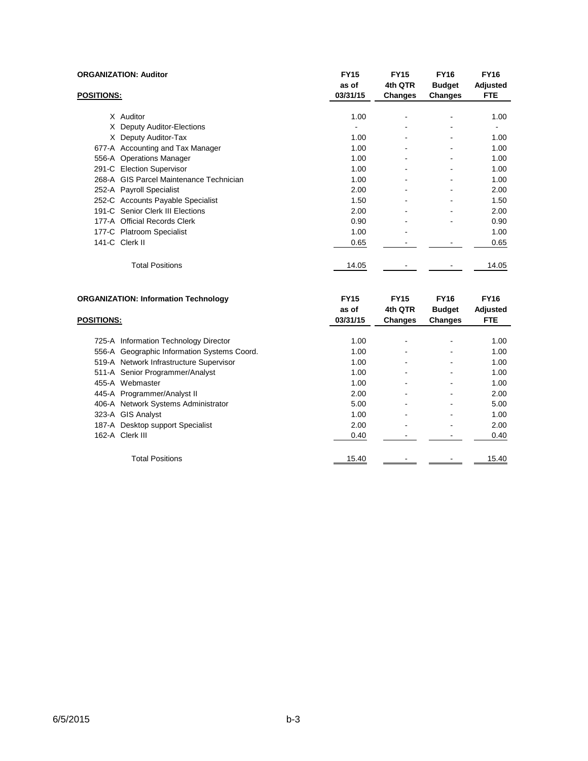**ORGANIZATION: Auditor**

| POSITIONS: | | FY15 as of 03/31/15 | FY15 4th QTR Changes | FY16 Budget Changes | FY16 Adjusted FTE |
|---|---|---|---|---|---|
| X | Auditor | 1.00 | - | - | 1.00 |
| X | Deputy Auditor-Elections | - | - | - | - |
| X | Deputy Auditor-Tax | 1.00 | - | - | 1.00 |
| 677-A | Accounting and Tax Manager | 1.00 | - | - | 1.00 |
| 556-A | Operations Manager | 1.00 | - | - | 1.00 |
| 291-C | Election Supervisor | 1.00 | - | - | 1.00 |
| 268-A | GIS Parcel Maintenance Technician | 1.00 | - | - | 1.00 |
| 252-A | Payroll Specialist | 2.00 | - | - | 2.00 |
| 252-C | Accounts Payable Specialist | 1.50 | - | - | 1.50 |
| 191-C | Senior Clerk III Elections | 2.00 | - | - | 2.00 |
| 177-A | Official Records Clerk | 0.90 | - | - | 0.90 |
| 177-C | Platroom Specialist | 1.00 | - | | 1.00 |
| 141-C | Clerk II | 0.65 | - | - | 0.65 |
| | Total Positions | 14.05 | - | - | 14.05 |

**ORGANIZATION: Information Technology**

| POSITIONS: | | FY15 as of 03/31/15 | FY15 4th QTR Changes | FY16 Budget Changes | FY16 Adjusted FTE |
|---|---|---|---|---|---|
| 725-A | Information Technology Director | 1.00 | - | - | 1.00 |
| 556-A | Geographic Information Systems Coord. | 1.00 | - | - | 1.00 |
| 519-A | Network Infrastructure Supervisor | 1.00 | - | - | 1.00 |
| 511-A | Senior Programmer/Analyst | 1.00 | - | - | 1.00 |
| 455-A | Webmaster | 1.00 | - | - | 1.00 |
| 445-A | Programmer/Analyst II | 2.00 | - | - | 2.00 |
| 406-A | Network Systems Administrator | 5.00 | - | - | 5.00 |
| 323-A | GIS Analyst | 1.00 | - | - | 1.00 |
| 187-A | Desktop support Specialist | 2.00 | - | - | 2.00 |
| 162-A | Clerk III | 0.40 | - | - | 0.40 |
| | Total Positions | 15.40 | - | - | 15.40 |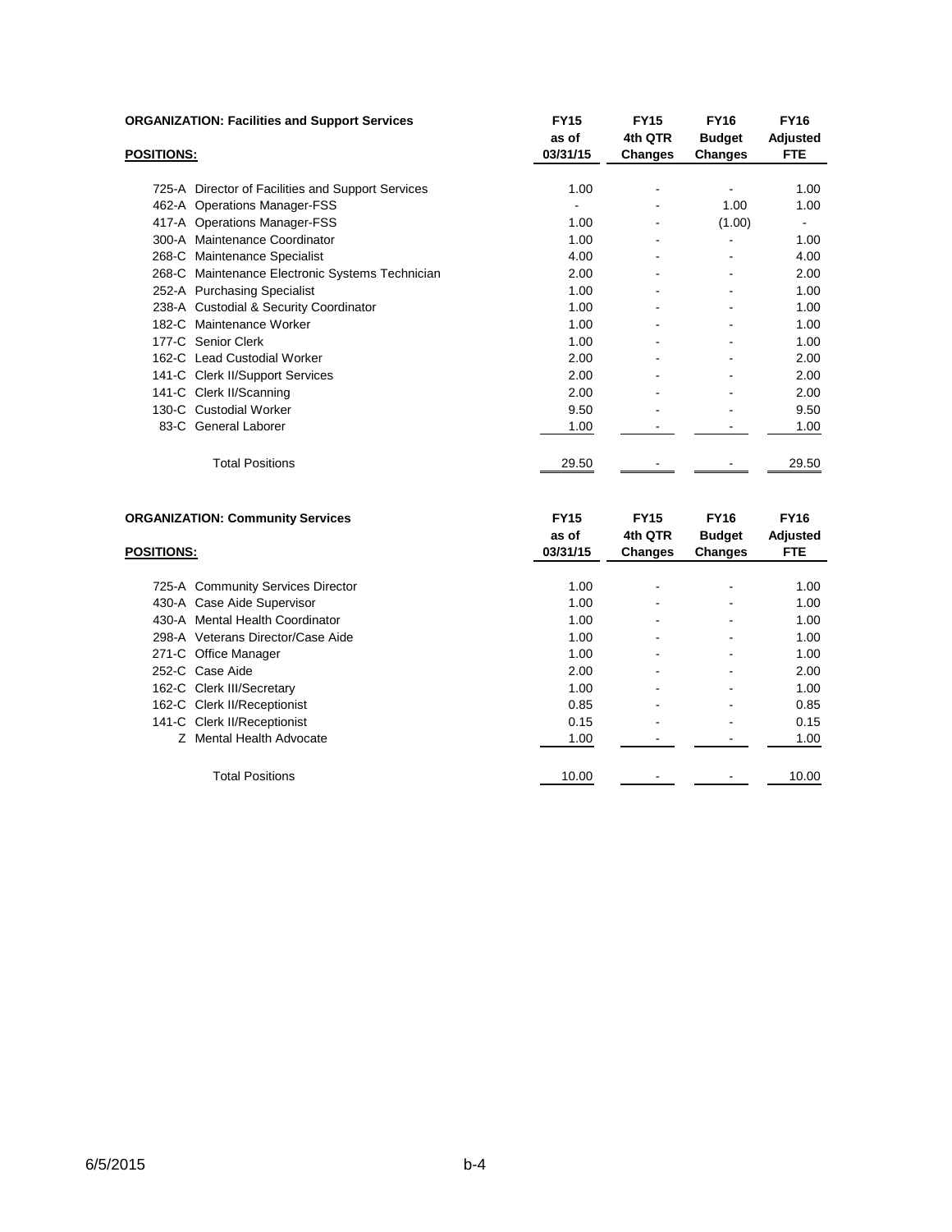**ORGANIZATION: Facilities and Support Services**

| POSITIONS: | FY15 as of 03/31/15 | FY15 4th QTR Changes | FY16 Budget Changes | FY16 Adjusted FTE |
|---|---|---|---|---|
| 725-A Director of Facilities and Support Services | 1.00 | - | - | 1.00 |
| 462-A Operations Manager-FSS | - | - | 1.00 | 1.00 |
| 417-A Operations Manager-FSS | 1.00 | - | (1.00) | - |
| 300-A Maintenance Coordinator | 1.00 | - | - | 1.00 |
| 268-C Maintenance Specialist | 4.00 | - | - | 4.00 |
| 268-C Maintenance Electronic Systems Technician | 2.00 | - | - | 2.00 |
| 252-A Purchasing Specialist | 1.00 | - | - | 1.00 |
| 238-A Custodial & Security Coordinator | 1.00 | - | - | 1.00 |
| 182-C Maintenance Worker | 1.00 | - | - | 1.00 |
| 177-C Senior Clerk | 1.00 | - | - | 1.00 |
| 162-C Lead Custodial Worker | 2.00 | - | - | 2.00 |
| 141-C Clerk II/Support Services | 2.00 | - | - | 2.00 |
| 141-C Clerk II/Scanning | 2.00 | - | - | 2.00 |
| 130-C Custodial Worker | 9.50 | - | - | 9.50 |
| 83-C General Laborer | 1.00 | - | - | 1.00 |
| Total Positions | 29.50 | - | - | 29.50 |

**ORGANIZATION: Community Services**

| POSITIONS: | FY15 as of 03/31/15 | FY15 4th QTR Changes | FY16 Budget Changes | FY16 Adjusted FTE |
|---|---|---|---|---|
| 725-A Community Services Director | 1.00 | - | - | 1.00 |
| 430-A Case Aide Supervisor | 1.00 | - | - | 1.00 |
| 430-A Mental Health Coordinator | 1.00 | - | - | 1.00 |
| 298-A Veterans Director/Case Aide | 1.00 | - | - | 1.00 |
| 271-C Office Manager | 1.00 | - | - | 1.00 |
| 252-C Case Aide | 2.00 | - | - | 2.00 |
| 162-C Clerk III/Secretary | 1.00 | - | - | 1.00 |
| 162-C Clerk II/Receptionist | 0.85 | - | - | 0.85 |
| 141-C Clerk II/Receptionist | 0.15 | - | - | 0.15 |
| Z Mental Health Advocate | 1.00 | - | - | 1.00 |
| Total Positions | 10.00 | - | - | 10.00 |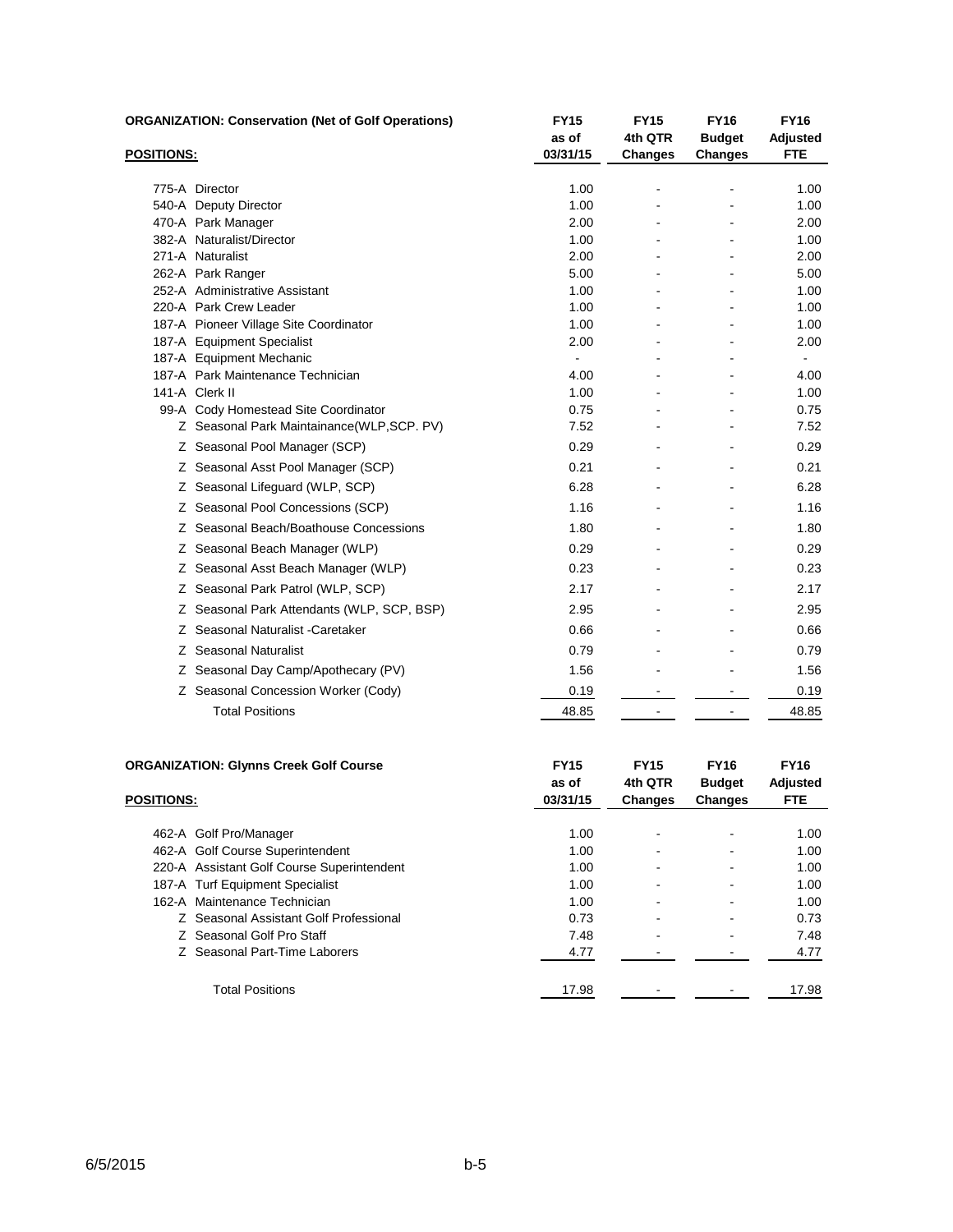**ORGANIZATION: Conservation (Net of Golf Operations)**

| POSITIONS: | | FY15 as of 03/31/15 | FY15 4th QTR Changes | FY16 Budget Changes | FY16 Adjusted FTE |
|---|---|---|---|---|---|
| 775-A | Director | 1.00 | - | - | 1.00 |
| 540-A | Deputy Director | 1.00 | - | - | 1.00 |
| 470-A | Park Manager | 2.00 | - | - | 2.00 |
| 382-A | Naturalist/Director | 1.00 | - | - | 1.00 |
| 271-A | Naturalist | 2.00 | - | - | 2.00 |
| 262-A | Park Ranger | 5.00 | - | - | 5.00 |
| 252-A | Administrative Assistant | 1.00 | - | - | 1.00 |
| 220-A | Park Crew Leader | 1.00 | - | - | 1.00 |
| 187-A | Pioneer Village Site Coordinator | 1.00 | - | - | 1.00 |
| 187-A | Equipment Specialist | 2.00 | - | - | 2.00 |
| 187-A | Equipment Mechanic | - | - | - | - |
| 187-A | Park Maintenance Technician | 4.00 | - | - | 4.00 |
| 141-A | Clerk II | 1.00 | - | - | 1.00 |
| 99-A | Cody Homestead Site Coordinator | 0.75 | - | - | 0.75 |
| Z | Seasonal Park Maintainance(WLP,SCP. PV) | 7.52 | - | - | 7.52 |
| Z | Seasonal Pool Manager (SCP) | 0.29 | - | - | 0.29 |
| Z | Seasonal Asst Pool Manager (SCP) | 0.21 | - | - | 0.21 |
| Z | Seasonal Lifeguard (WLP, SCP) | 6.28 | - | - | 6.28 |
| Z | Seasonal Pool Concessions (SCP) | 1.16 | - | - | 1.16 |
| Z | Seasonal Beach/Boathouse Concessions | 1.80 | - | - | 1.80 |
| Z | Seasonal Beach Manager (WLP) | 0.29 | - | - | 0.29 |
| Z | Seasonal Asst Beach Manager (WLP) | 0.23 | - | - | 0.23 |
| Z | Seasonal Park Patrol (WLP, SCP) | 2.17 | - | - | 2.17 |
| Z | Seasonal Park Attendants (WLP, SCP, BSP) | 2.95 | - | - | 2.95 |
| Z | Seasonal Naturalist -Caretaker | 0.66 | - | - | 0.66 |
| Z | Seasonal Naturalist | 0.79 | - | - | 0.79 |
| Z | Seasonal Day Camp/Apothecary (PV) | 1.56 | - | - | 1.56 |
| Z | Seasonal Concession Worker (Cody) | 0.19 | - | - | 0.19 |
| | Total Positions | 48.85 | - | - | 48.85 |

**ORGANIZATION: Glynns Creek Golf Course**

| POSITIONS: | | FY15 as of 03/31/15 | FY15 4th QTR Changes | FY16 Budget Changes | FY16 Adjusted FTE |
|---|---|---|---|---|---|
| 462-A | Golf Pro/Manager | 1.00 | - | - | 1.00 |
| 462-A | Golf Course Superintendent | 1.00 | - | - | 1.00 |
| 220-A | Assistant Golf Course Superintendent | 1.00 | - | - | 1.00 |
| 187-A | Turf Equipment Specialist | 1.00 | - | - | 1.00 |
| 162-A | Maintenance Technician | 1.00 | - | - | 1.00 |
| Z | Seasonal Assistant Golf Professional | 0.73 | - | - | 0.73 |
| Z | Seasonal Golf Pro Staff | 7.48 | - | - | 7.48 |
| Z | Seasonal Part-Time Laborers | 4.77 | - | - | 4.77 |
| | Total Positions | 17.98 | - | - | 17.98 |

6/5/2015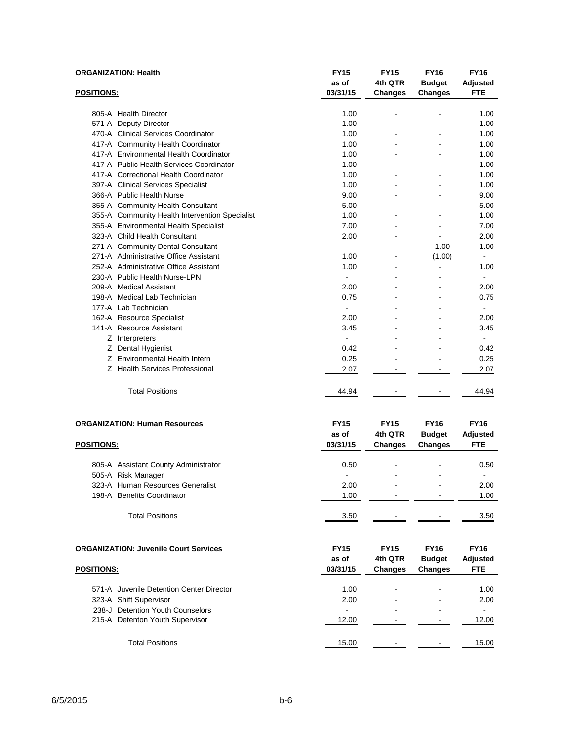**ORGANIZATION: Health**

| POSITIONS: | FY15 as of 03/31/15 | FY15 4th QTR Changes | FY16 Budget Changes | FY16 Adjusted FTE |
|---|---|---|---|---|
| 805-A Health Director | 1.00 | - | - | 1.00 |
| 571-A Deputy Director | 1.00 | - | - | 1.00 |
| 470-A Clinical Services Coordinator | 1.00 | - | - | 1.00 |
| 417-A Community Health Coordinator | 1.00 | - | - | 1.00 |
| 417-A Environmental Health Coordinator | 1.00 | - | - | 1.00 |
| 417-A Public Health Services Coordinator | 1.00 | - | - | 1.00 |
| 417-A Correctional Health Coordinator | 1.00 | - | - | 1.00 |
| 397-A Clinical Services Specialist | 1.00 | - | - | 1.00 |
| 366-A Public Health Nurse | 9.00 | - | - | 9.00 |
| 355-A Community Health Consultant | 5.00 | - | - | 5.00 |
| 355-A Community Health Intervention Specialist | 1.00 | - | - | 1.00 |
| 355-A Environmental Health Specialist | 7.00 | - | - | 7.00 |
| 323-A Child Health Consultant | 2.00 | - | - | 2.00 |
| 271-A Community Dental Consultant | - | - | 1.00 | 1.00 |
| 271-A Administrative Office Assistant | 1.00 | - | (1.00) | - |
| 252-A Administrative Office Assistant | 1.00 | - | - | 1.00 |
| 230-A Public Health Nurse-LPN | - | - | - | - |
| 209-A Medical Assistant | 2.00 | - | - | 2.00 |
| 198-A Medical Lab Technician | 0.75 | - | - | 0.75 |
| 177-A Lab Technician | - | - | - | - |
| 162-A Resource Specialist | 2.00 | - | - | 2.00 |
| 141-A Resource Assistant | 3.45 | - | - | 3.45 |
| Z Interpreters | - | - | - | - |
| Z Dental Hygienist | 0.42 | - | - | 0.42 |
| Z Environmental Health Intern | 0.25 | - | - | 0.25 |
| Z Health Services Professional | 2.07 | - | - | 2.07 |
| Total Positions | 44.94 | - | - | 44.94 |

**ORGANIZATION: Human Resources**

| POSITIONS: | FY15 as of 03/31/15 | FY15 4th QTR Changes | FY16 Budget Changes | FY16 Adjusted FTE |
|---|---|---|---|---|
| 805-A Assistant County Administrator | 0.50 | - | - | 0.50 |
| 505-A Risk Manager | - | - | - | - |
| 323-A Human Resources Generalist | 2.00 | - | - | 2.00 |
| 198-A Benefits Coordinator | 1.00 | - | - | 1.00 |
| Total Positions | 3.50 | - | - | 3.50 |

**ORGANIZATION: Juvenile Court Services**

| POSITIONS: | FY15 as of 03/31/15 | FY15 4th QTR Changes | FY16 Budget Changes | FY16 Adjusted FTE |
|---|---|---|---|---|
| 571-A Juvenile Detention Center Director | 1.00 | - | - | 1.00 |
| 323-A Shift Supervisor | 2.00 | - | - | 2.00 |
| 238-J Detention Youth Counselors | - | - | - | - |
| 215-A Detenton Youth Supervisor | 12.00 | - | - | 12.00 |
| Total Positions | 15.00 | - | - | 15.00 |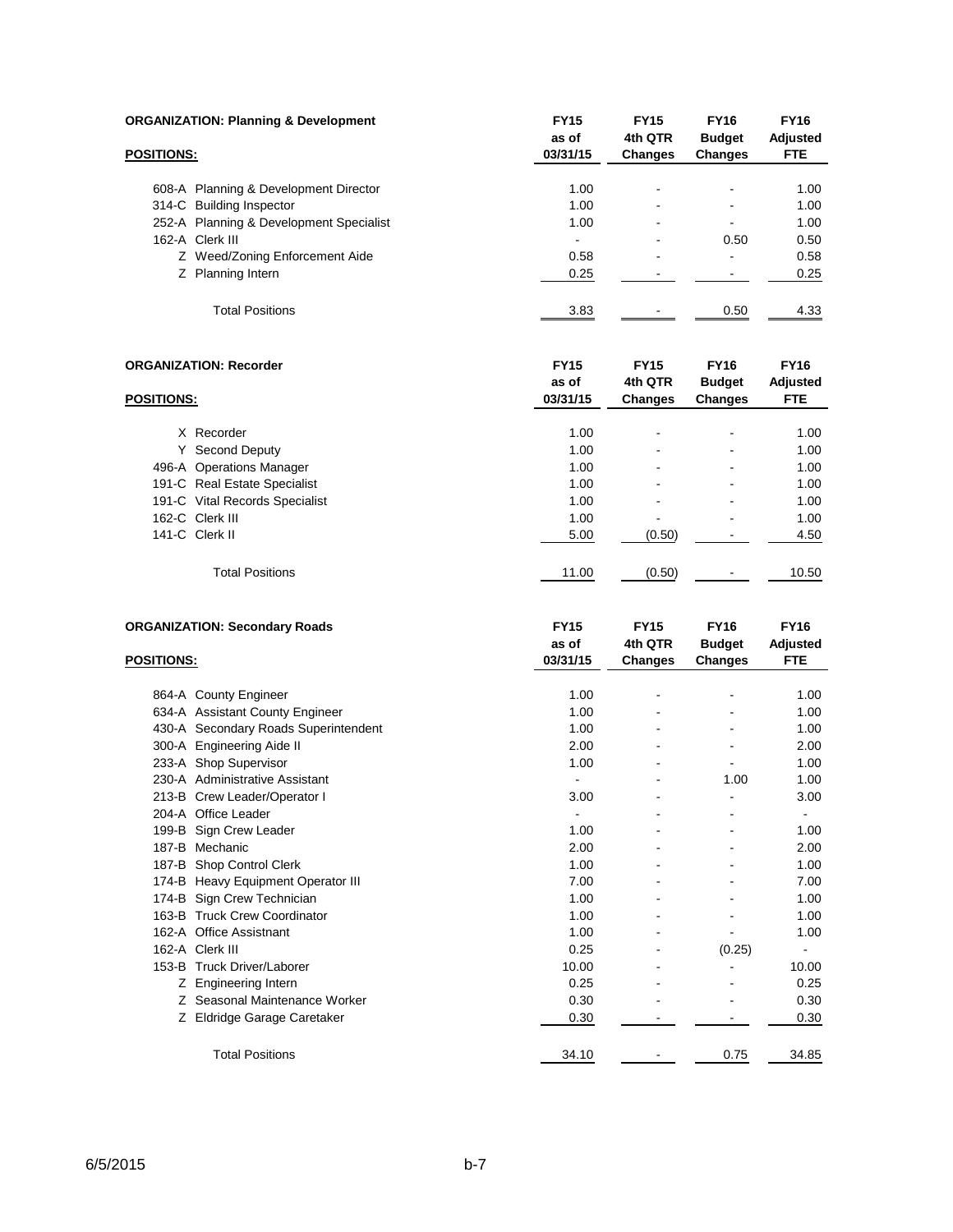**ORGANIZATION: Planning & Development**

| POSITIONS: | FY15 as of 03/31/15 | FY15 4th QTR Changes | FY16 Budget Changes | FY16 Adjusted FTE |
|---|---|---|---|---|
| 608-A Planning & Development Director | 1.00 | - | - | 1.00 |
| 314-C Building Inspector | 1.00 | - | - | 1.00 |
| 252-A Planning & Development Specialist | 1.00 | - | - | 1.00 |
| 162-A Clerk III | - | - | 0.50 | 0.50 |
| Z Weed/Zoning Enforcement Aide | 0.58 | - | - | 0.58 |
| Z Planning Intern | 0.25 | - | - | 0.25 |
| Total Positions | 3.83 | - | 0.50 | 4.33 |

**ORGANIZATION: Recorder**

| POSITIONS: | FY15 as of 03/31/15 | FY15 4th QTR Changes | FY16 Budget Changes | FY16 Adjusted FTE |
|---|---|---|---|---|
| X Recorder | 1.00 | - | - | 1.00 |
| Y Second Deputy | 1.00 | - | - | 1.00 |
| 496-A Operations Manager | 1.00 | - | - | 1.00 |
| 191-C Real Estate Specialist | 1.00 | - | - | 1.00 |
| 191-C Vital Records Specialist | 1.00 | - | - | 1.00 |
| 162-C Clerk III | 1.00 | - | - | 1.00 |
| 141-C Clerk II | 5.00 | (0.50) | - | 4.50 |
| Total Positions | 11.00 | (0.50) | - | 10.50 |

**ORGANIZATION: Secondary Roads**

| POSITIONS: | FY15 as of 03/31/15 | FY15 4th QTR Changes | FY16 Budget Changes | FY16 Adjusted FTE |
|---|---|---|---|---|
| 864-A County Engineer | 1.00 | - | - | 1.00 |
| 634-A Assistant County Engineer | 1.00 | - | - | 1.00 |
| 430-A Secondary Roads Superintendent | 1.00 | - | - | 1.00 |
| 300-A Engineering Aide II | 2.00 | - | - | 2.00 |
| 233-A Shop Supervisor | 1.00 | - | - | 1.00 |
| 230-A Administrative Assistant | - | - | 1.00 | 1.00 |
| 213-B Crew Leader/Operator I | 3.00 | - | - | 3.00 |
| 204-A Office Leader | - | - | - | - |
| 199-B Sign Crew Leader | 1.00 | - | - | 1.00 |
| 187-B Mechanic | 2.00 | - | - | 2.00 |
| 187-B Shop Control Clerk | 1.00 | - | - | 1.00 |
| 174-B Heavy Equipment Operator III | 7.00 | - | - | 7.00 |
| 174-B Sign Crew Technician | 1.00 | - | - | 1.00 |
| 163-B Truck Crew Coordinator | 1.00 | - | - | 1.00 |
| 162-A Office Assistnant | 1.00 | - | - | 1.00 |
| 162-A Clerk III | 0.25 | - | (0.25) | - |
| 153-B Truck Driver/Laborer | 10.00 | - | - | 10.00 |
| Z Engineering Intern | 0.25 | - | - | 0.25 |
| Z Seasonal Maintenance Worker | 0.30 | - | - | 0.30 |
| Z Eldridge Garage Caretaker | 0.30 | - | - | 0.30 |
| Total Positions | 34.10 | - | 0.75 | 34.85 |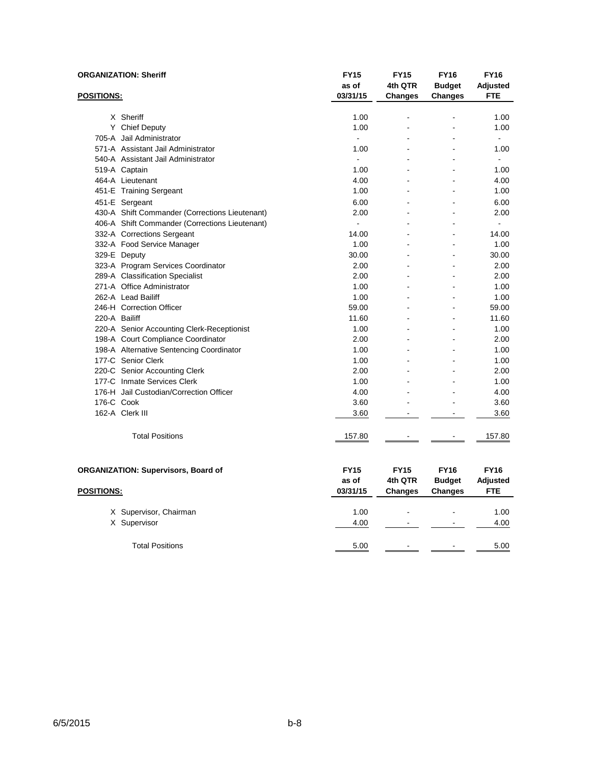**ORGANIZATION: Sheriff**

| POSITIONS: | | FY15 as of 03/31/15 | FY15 4th QTR Changes | FY16 Budget Changes | FY16 Adjusted FTE |
|---|---|---|---|---|---|
| X | Sheriff | 1.00 | - | - | 1.00 |
| Y | Chief Deputy | 1.00 | - | - | 1.00 |
| 705-A | Jail Administrator | - | - | - | - |
| 571-A | Assistant Jail Administrator | 1.00 | - | - | 1.00 |
| 540-A | Assistant Jail Administrator | - | - | - | - |
| 519-A | Captain | 1.00 | - | - | 1.00 |
| 464-A | Lieutenant | 4.00 | - | - | 4.00 |
| 451-E | Training Sergeant | 1.00 | - | - | 1.00 |
| 451-E | Sergeant | 6.00 | - | - | 6.00 |
| 430-A | Shift Commander (Corrections Lieutenant) | 2.00 | - | - | 2.00 |
| 406-A | Shift Commander (Corrections Lieutenant) | - | - | - | - |
| 332-A | Corrections Sergeant | 14.00 | - | - | 14.00 |
| 332-A | Food Service Manager | 1.00 | - | - | 1.00 |
| 329-E | Deputy | 30.00 | - | - | 30.00 |
| 323-A | Program Services Coordinator | 2.00 | - | - | 2.00 |
| 289-A | Classification Specialist | 2.00 | - | - | 2.00 |
| 271-A | Office Administrator | 1.00 | - | - | 1.00 |
| 262-A | Lead Bailiff | 1.00 | - | - | 1.00 |
| 246-H | Correction Officer | 59.00 | - | - | 59.00 |
| 220-A | Bailiff | 11.60 | - | - | 11.60 |
| 220-A | Senior Accounting Clerk-Receptionist | 1.00 | - | - | 1.00 |
| 198-A | Court Compliance Coordinator | 2.00 | - | - | 2.00 |
| 198-A | Alternative Sentencing Coordinator | 1.00 | - | - | 1.00 |
| 177-C | Senior Clerk | 1.00 | - | - | 1.00 |
| 220-C | Senior Accounting Clerk | 2.00 | - | - | 2.00 |
| 177-C | Inmate Services Clerk | 1.00 | - | - | 1.00 |
| 176-H | Jail Custodian/Correction Officer | 4.00 | - | - | 4.00 |
| 176-C | Cook | 3.60 | - | - | 3.60 |
| 162-A | Clerk III | 3.60 | - | - | 3.60 |
| | Total Positions | 157.80 | - | - | 157.80 |

**ORGANIZATION: Supervisors, Board of**

| POSITIONS: | | FY15 as of 03/31/15 | FY15 4th QTR Changes | FY16 Budget Changes | FY16 Adjusted FTE |
|---|---|---|---|---|---|
| X | Supervisor, Chairman | 1.00 | - | - | 1.00 |
| X | Supervisor | 4.00 | - | - | 4.00 |
| | Total Positions | 5.00 | - | - | 5.00 |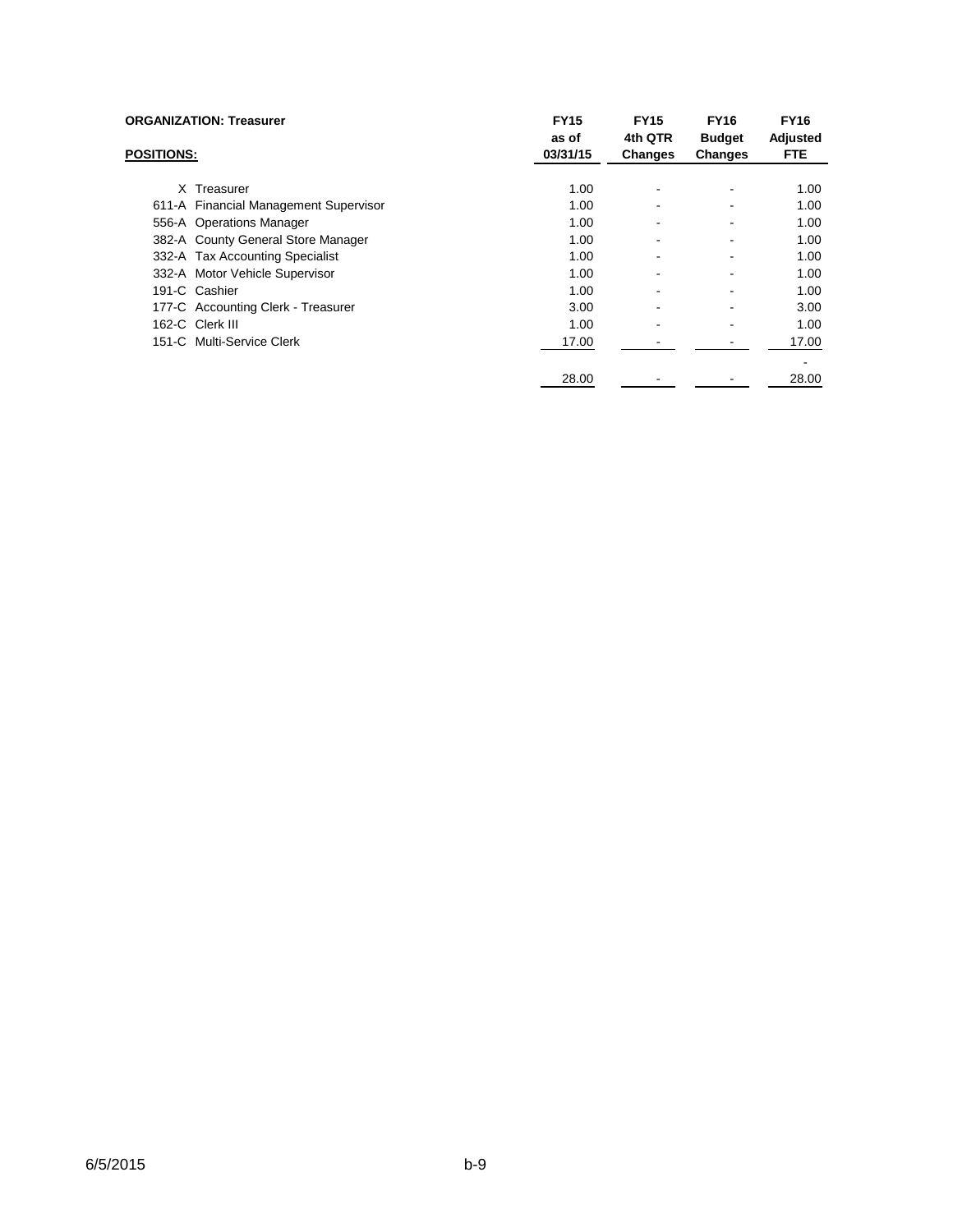**ORGANIZATION: Treasurer**

| **POSITIONS:** | **FY15 as of 03/31/15** | **FY15 4th QTR Changes** | **FY16 Budget Changes** | **FY16 Adjusted FTE** |
|---|---|---|---|---|
| X Treasurer | 1.00 | - | - | 1.00 |
| 611-A Financial Management Supervisor | 1.00 | - | - | 1.00 |
| 556-A Operations Manager | 1.00 | - | - | 1.00 |
| 382-A County General Store Manager | 1.00 | - | - | 1.00 |
| 332-A Tax Accounting Specialist | 1.00 | - | - | 1.00 |
| 332-A Motor Vehicle Supervisor | 1.00 | - | - | 1.00 |
| 191-C Cashier | 1.00 | - | - | 1.00 |
| 177-C Accounting Clerk - Treasurer | 3.00 | - | - | 3.00 |
| 162-C Clerk III | 1.00 | - | - | 1.00 |
| 151-C Multi-Service Clerk | 17.00 | - | - | 17.00 |
| | | | | - |
| | 28.00 | - | - | 28.00 |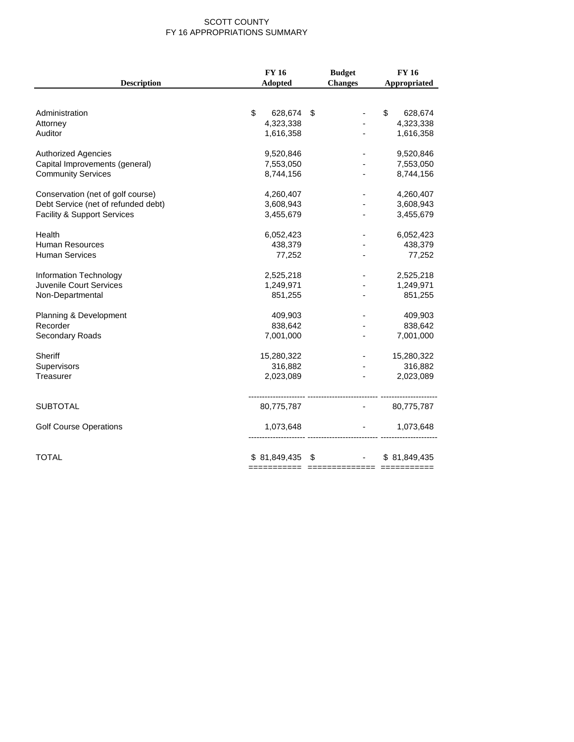SCOTT COUNTY
FY 16 APPROPRIATIONS SUMMARY

| Description | FY 16 Adopted | Budget Changes | FY 16 Appropriated |
|---|---|---|---|
| Administration | $ 628,674 | $ - | $ 628,674 |
| Attorney | 4,323,338 | - | 4,323,338 |
| Auditor | 1,616,358 | - | 1,616,358 |
| Authorized Agencies | 9,520,846 | - | 9,520,846 |
| Capital Improvements (general) | 7,553,050 | - | 7,553,050 |
| Community Services | 8,744,156 | - | 8,744,156 |
| Conservation (net of golf course) | 4,260,407 | - | 4,260,407 |
| Debt Service (net of refunded debt) | 3,608,943 | - | 3,608,943 |
| Facility & Support Services | 3,455,679 | - | 3,455,679 |
| Health | 6,052,423 | - | 6,052,423 |
| Human Resources | 438,379 | - | 438,379 |
| Human Services | 77,252 | - | 77,252 |
| Information Technology | 2,525,218 | - | 2,525,218 |
| Juvenile Court Services | 1,249,971 | - | 1,249,971 |
| Non-Departmental | 851,255 | - | 851,255 |
| Planning & Development | 409,903 | - | 409,903 |
| Recorder | 838,642 | - | 838,642 |
| Secondary Roads | 7,001,000 | - | 7,001,000 |
| Sheriff | 15,280,322 | - | 15,280,322 |
| Supervisors | 316,882 | - | 316,882 |
| Treasurer | 2,023,089 | - | 2,023,089 |
| SUBTOTAL | 80,775,787 | - | 80,775,787 |
| Golf Course Operations | 1,073,648 | - | 1,073,648 |
| TOTAL | $ 81,849,435 | $ - | $ 81,849,435 |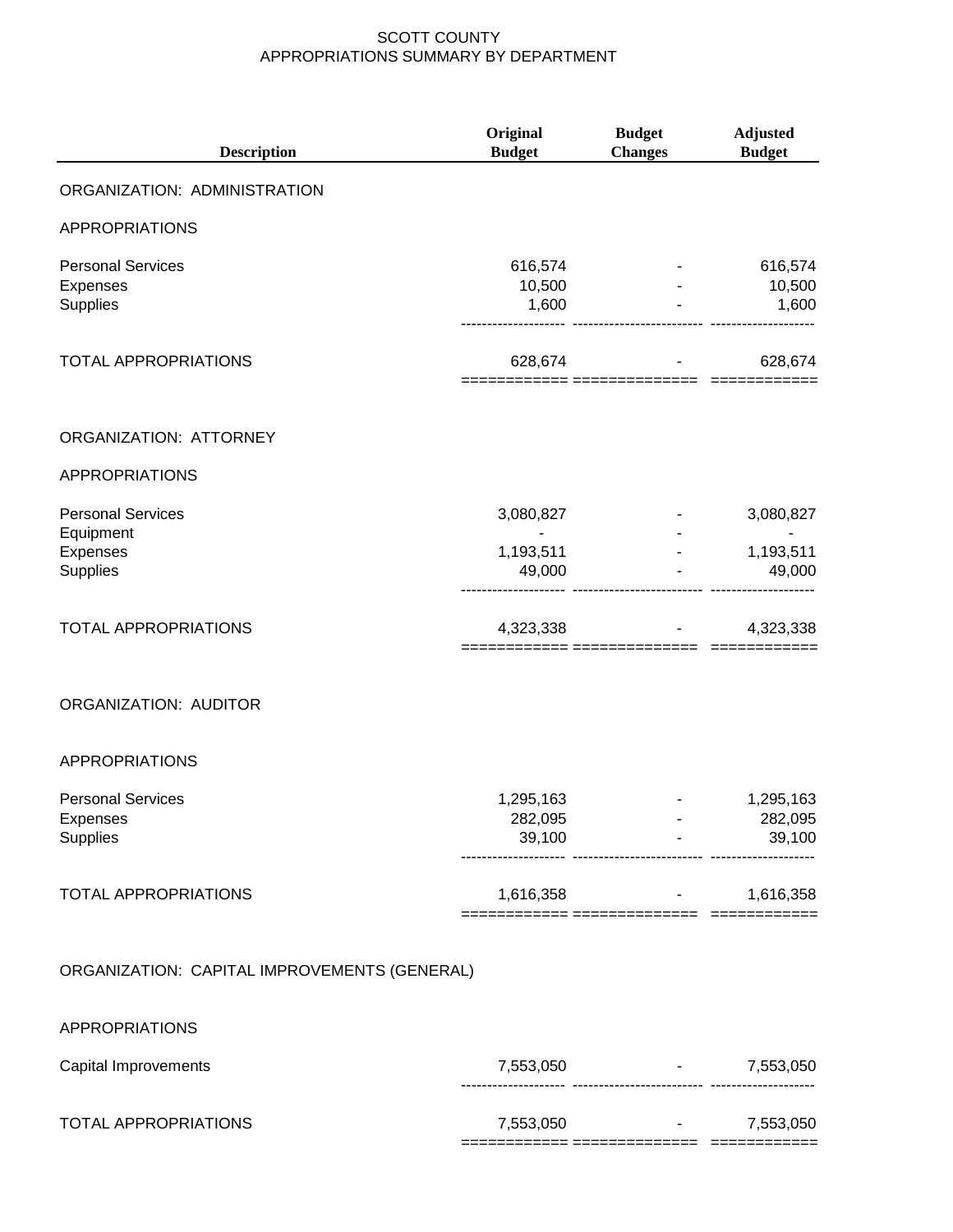# SCOTT COUNTY
## APPROPRIATIONS SUMMARY BY DEPARTMENT

| Description | Original Budget | Budget Changes | Adjusted Budget |
|---|---|---|---|
| **ORGANIZATION: ADMINISTRATION** | | | |
| APPROPRIATIONS | | | |
| Personal Services | 616,574 | - | 616,574 |
| Expenses | 10,500 | - | 10,500 |
| Supplies | 1,600 | - | 1,600 |
| TOTAL APPROPRIATIONS | 628,674 | - | 628,674 |
| **ORGANIZATION: ATTORNEY** | | | |
| APPROPRIATIONS | | | |
| Personal Services | 3,080,827 | - | 3,080,827 |
| Equipment | - | - | - |
| Expenses | 1,193,511 | - | 1,193,511 |
| Supplies | 49,000 | - | 49,000 |
| TOTAL APPROPRIATIONS | 4,323,338 | - | 4,323,338 |
| **ORGANIZATION: AUDITOR** | | | |
| APPROPRIATIONS | | | |
| Personal Services | 1,295,163 | - | 1,295,163 |
| Expenses | 282,095 | - | 282,095 |
| Supplies | 39,100 | - | 39,100 |
| TOTAL APPROPRIATIONS | 1,616,358 | - | 1,616,358 |
| **ORGANIZATION: CAPITAL IMPROVEMENTS (GENERAL)** | | | |
| APPROPRIATIONS | | | |
| Capital Improvements | 7,553,050 | - | 7,553,050 |
| TOTAL APPROPRIATIONS | 7,553,050 | - | 7,553,050 |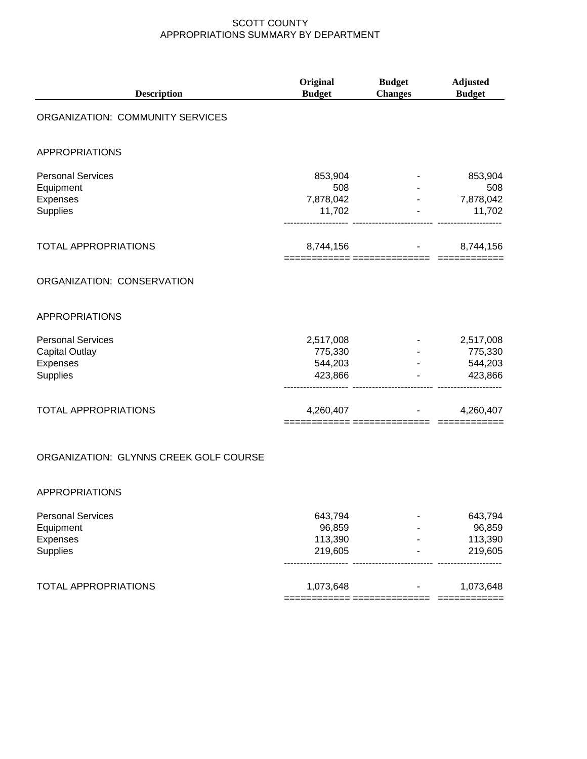# SCOTT COUNTY
## APPROPRIATIONS SUMMARY BY DEPARTMENT

| Description | Original Budget | Budget Changes | Adjusted Budget |
|---|---|---|---|
| **ORGANIZATION: COMMUNITY SERVICES** | | | |
| APPROPRIATIONS | | | |
| Personal Services | 853,904 | - | 853,904 |
| Equipment | 508 | - | 508 |
| Expenses | 7,878,042 | - | 7,878,042 |
| Supplies | 11,702 | - | 11,702 |
| TOTAL APPROPRIATIONS | 8,744,156 | - | 8,744,156 |
| **ORGANIZATION: CONSERVATION** | | | |
| APPROPRIATIONS | | | |
| Personal Services | 2,517,008 | - | 2,517,008 |
| Capital Outlay | 775,330 | - | 775,330 |
| Expenses | 544,203 | - | 544,203 |
| Supplies | 423,866 | - | 423,866 |
| TOTAL APPROPRIATIONS | 4,260,407 | - | 4,260,407 |
| **ORGANIZATION: GLYNNS CREEK GOLF COURSE** | | | |
| APPROPRIATIONS | | | |
| Personal Services | 643,794 | - | 643,794 |
| Equipment | 96,859 | - | 96,859 |
| Expenses | 113,390 | - | 113,390 |
| Supplies | 219,605 | - | 219,605 |
| TOTAL APPROPRIATIONS | 1,073,648 | - | 1,073,648 |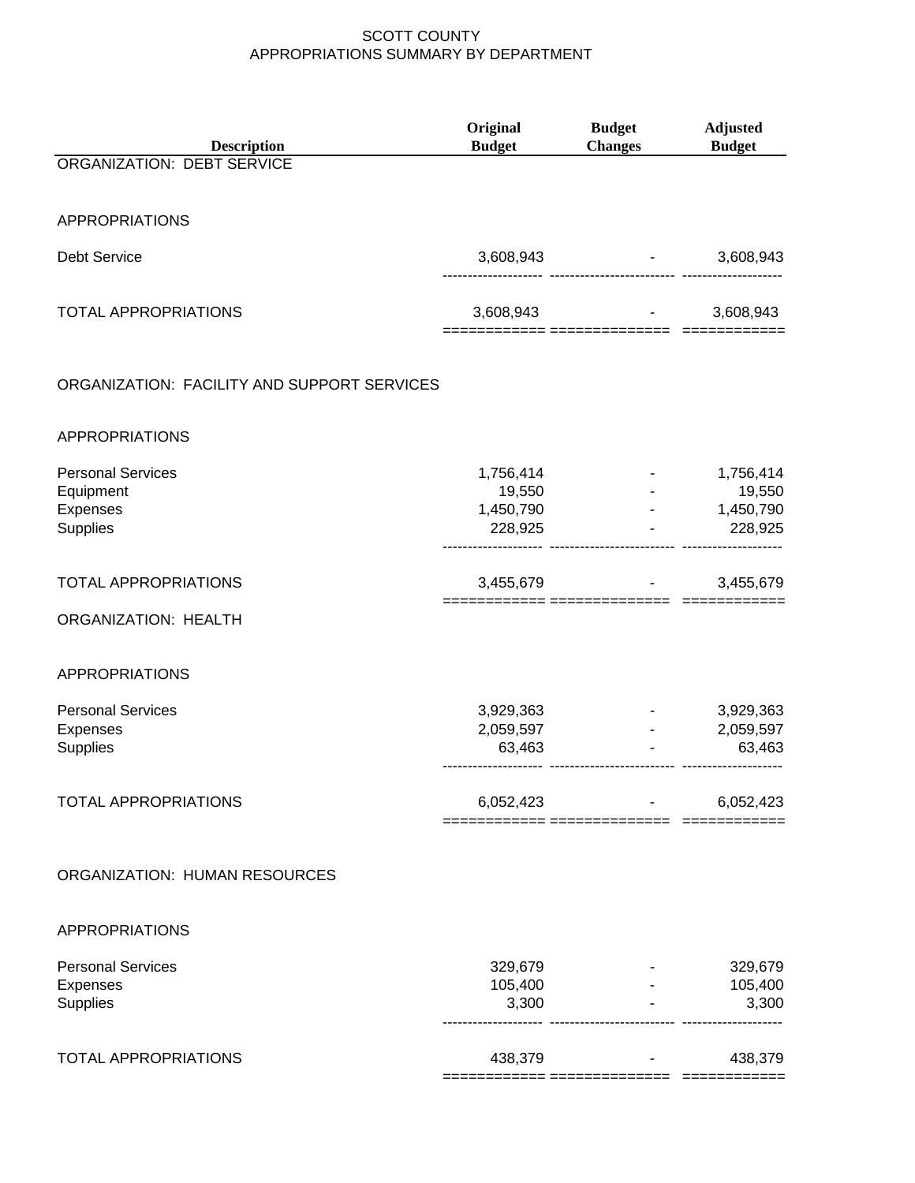SCOTT COUNTY
APPROPRIATIONS SUMMARY BY DEPARTMENT

| Description | Original Budget | Budget Changes | Adjusted Budget |
|---|---|---|---|
| **ORGANIZATION: DEBT SERVICE** | | | |
| APPROPRIATIONS | | | |
| Debt Service | 3,608,943 | - | 3,608,943 |
| TOTAL APPROPRIATIONS | 3,608,943 | - | 3,608,943 |
| **ORGANIZATION: FACILITY AND SUPPORT SERVICES** | | | |
| APPROPRIATIONS | | | |
| Personal Services | 1,756,414 | - | 1,756,414 |
| Equipment | 19,550 | - | 19,550 |
| Expenses | 1,450,790 | - | 1,450,790 |
| Supplies | 228,925 | - | 228,925 |
| TOTAL APPROPRIATIONS | 3,455,679 | - | 3,455,679 |
| **ORGANIZATION: HEALTH** | | | |
| APPROPRIATIONS | | | |
| Personal Services | 3,929,363 | - | 3,929,363 |
| Expenses | 2,059,597 | - | 2,059,597 |
| Supplies | 63,463 | - | 63,463 |
| TOTAL APPROPRIATIONS | 6,052,423 | - | 6,052,423 |
| **ORGANIZATION: HUMAN RESOURCES** | | | |
| APPROPRIATIONS | | | |
| Personal Services | 329,679 | - | 329,679 |
| Expenses | 105,400 | - | 105,400 |
| Supplies | 3,300 | - | 3,300 |
| TOTAL APPROPRIATIONS | 438,379 | - | 438,379 |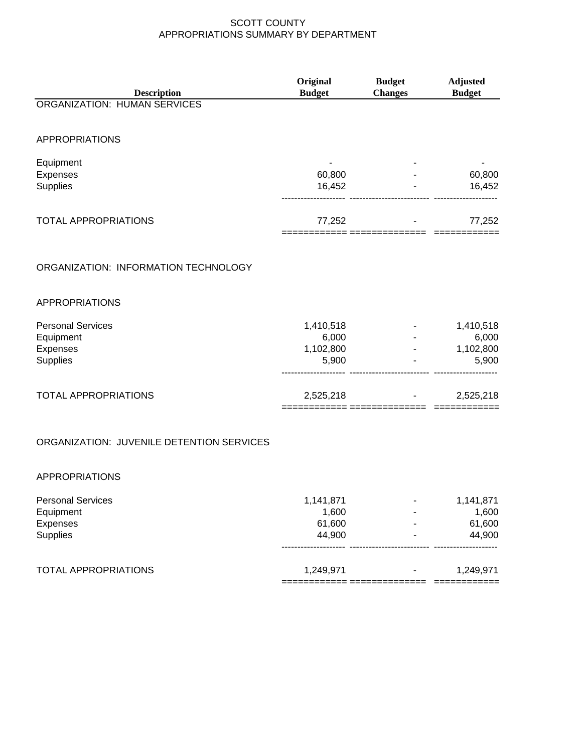# SCOTT COUNTY
## APPROPRIATIONS SUMMARY BY DEPARTMENT

| Description | Original Budget | Budget Changes | Adjusted Budget |
|---|---|---|---|
| **ORGANIZATION: HUMAN SERVICES** | | | |
| APPROPRIATIONS | | | |
| Equipment | - | - | - |
| Expenses | 60,800 | - | 60,800 |
| Supplies | 16,452 | - | 16,452 |
| TOTAL APPROPRIATIONS | 77,252 | - | 77,252 |
| **ORGANIZATION: INFORMATION TECHNOLOGY** | | | |
| APPROPRIATIONS | | | |
| Personal Services | 1,410,518 | - | 1,410,518 |
| Equipment | 6,000 | - | 6,000 |
| Expenses | 1,102,800 | - | 1,102,800 |
| Supplies | 5,900 | - | 5,900 |
| TOTAL APPROPRIATIONS | 2,525,218 | - | 2,525,218 |
| **ORGANIZATION: JUVENILE DETENTION SERVICES** | | | |
| APPROPRIATIONS | | | |
| Personal Services | 1,141,871 | - | 1,141,871 |
| Equipment | 1,600 | - | 1,600 |
| Expenses | 61,600 | - | 61,600 |
| Supplies | 44,900 | - | 44,900 |
| TOTAL APPROPRIATIONS | 1,249,971 | - | 1,249,971 |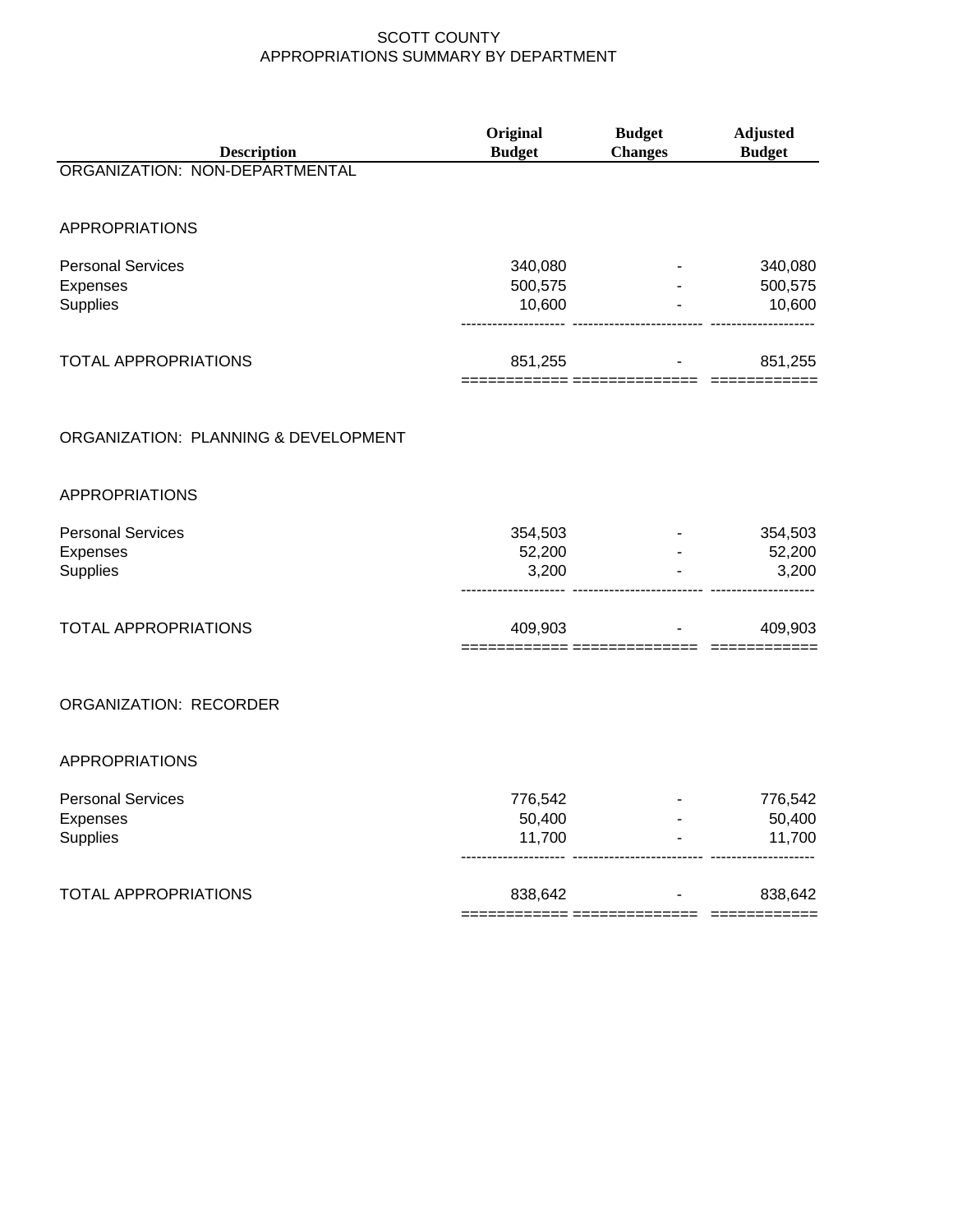SCOTT COUNTY
APPROPRIATIONS SUMMARY BY DEPARTMENT

| Description | Original Budget | Budget Changes | Adjusted Budget |
|---|---|---|---|
| ORGANIZATION: NON-DEPARTMENTAL | | | |
| APPROPRIATIONS | | | |
| Personal Services | 340,080 | - | 340,080 |
| Expenses | 500,575 | - | 500,575 |
| Supplies | 10,600 | - | 10,600 |
| TOTAL APPROPRIATIONS | 851,255 | - | 851,255 |
| ORGANIZATION: PLANNING & DEVELOPMENT | | | |
| APPROPRIATIONS | | | |
| Personal Services | 354,503 | - | 354,503 |
| Expenses | 52,200 | - | 52,200 |
| Supplies | 3,200 | - | 3,200 |
| TOTAL APPROPRIATIONS | 409,903 | - | 409,903 |
| ORGANIZATION: RECORDER | | | |
| APPROPRIATIONS | | | |
| Personal Services | 776,542 | - | 776,542 |
| Expenses | 50,400 | - | 50,400 |
| Supplies | 11,700 | - | 11,700 |
| TOTAL APPROPRIATIONS | 838,642 | - | 838,642 |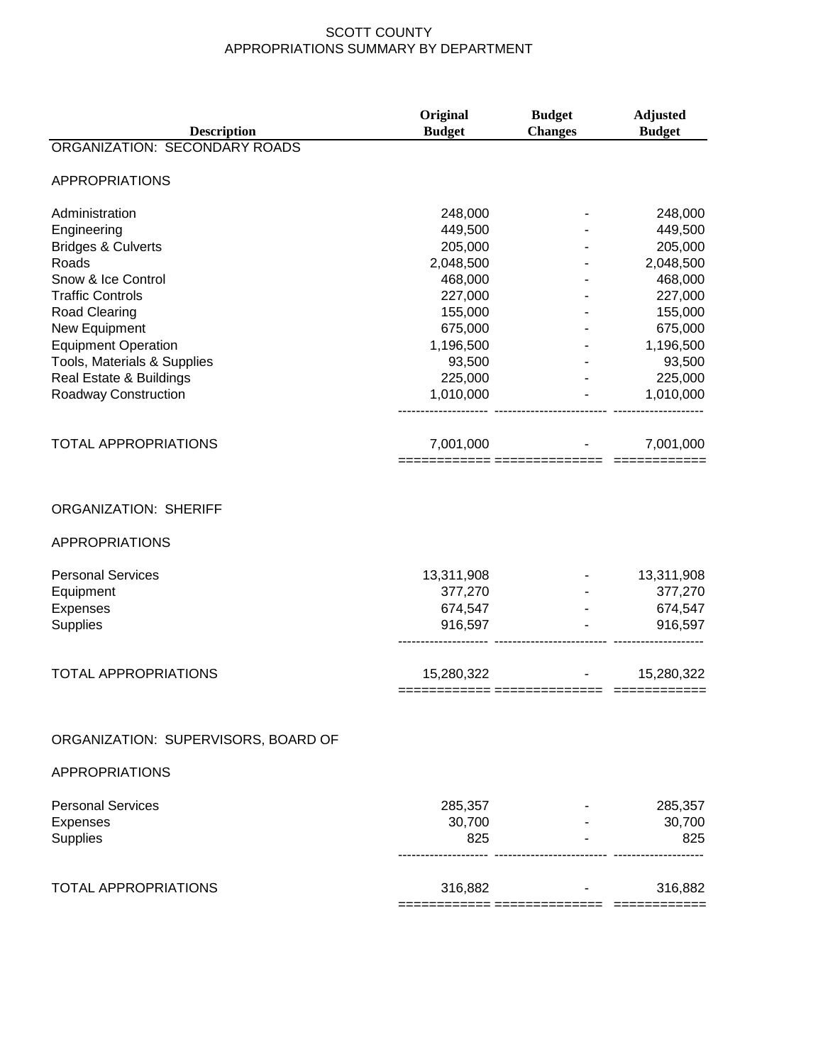SCOTT COUNTY
APPROPRIATIONS SUMMARY BY DEPARTMENT

| Description | Original Budget | Budget Changes | Adjusted Budget |
|---|---|---|---|
| ORGANIZATION: SECONDARY ROADS | | | |
| APPROPRIATIONS | | | |
| Administration | 248,000 | - | 248,000 |
| Engineering | 449,500 | - | 449,500 |
| Bridges & Culverts | 205,000 | - | 205,000 |
| Roads | 2,048,500 | - | 2,048,500 |
| Snow & Ice Control | 468,000 | - | 468,000 |
| Traffic Controls | 227,000 | - | 227,000 |
| Road Clearing | 155,000 | - | 155,000 |
| New Equipment | 675,000 | - | 675,000 |
| Equipment Operation | 1,196,500 | - | 1,196,500 |
| Tools, Materials & Supplies | 93,500 | - | 93,500 |
| Real Estate & Buildings | 225,000 | - | 225,000 |
| Roadway Construction | 1,010,000 | - | 1,010,000 |
| TOTAL APPROPRIATIONS | 7,001,000 | - | 7,001,000 |
| ORGANIZATION: SHERIFF | | | |
| APPROPRIATIONS | | | |
| Personal Services | 13,311,908 | - | 13,311,908 |
| Equipment | 377,270 | - | 377,270 |
| Expenses | 674,547 | - | 674,547 |
| Supplies | 916,597 | - | 916,597 |
| TOTAL APPROPRIATIONS | 15,280,322 | - | 15,280,322 |
| ORGANIZATION: SUPERVISORS, BOARD OF | | | |
| APPROPRIATIONS | | | |
| Personal Services | 285,357 | - | 285,357 |
| Expenses | 30,700 | - | 30,700 |
| Supplies | 825 | - | 825 |
| TOTAL APPROPRIATIONS | 316,882 | - | 316,882 |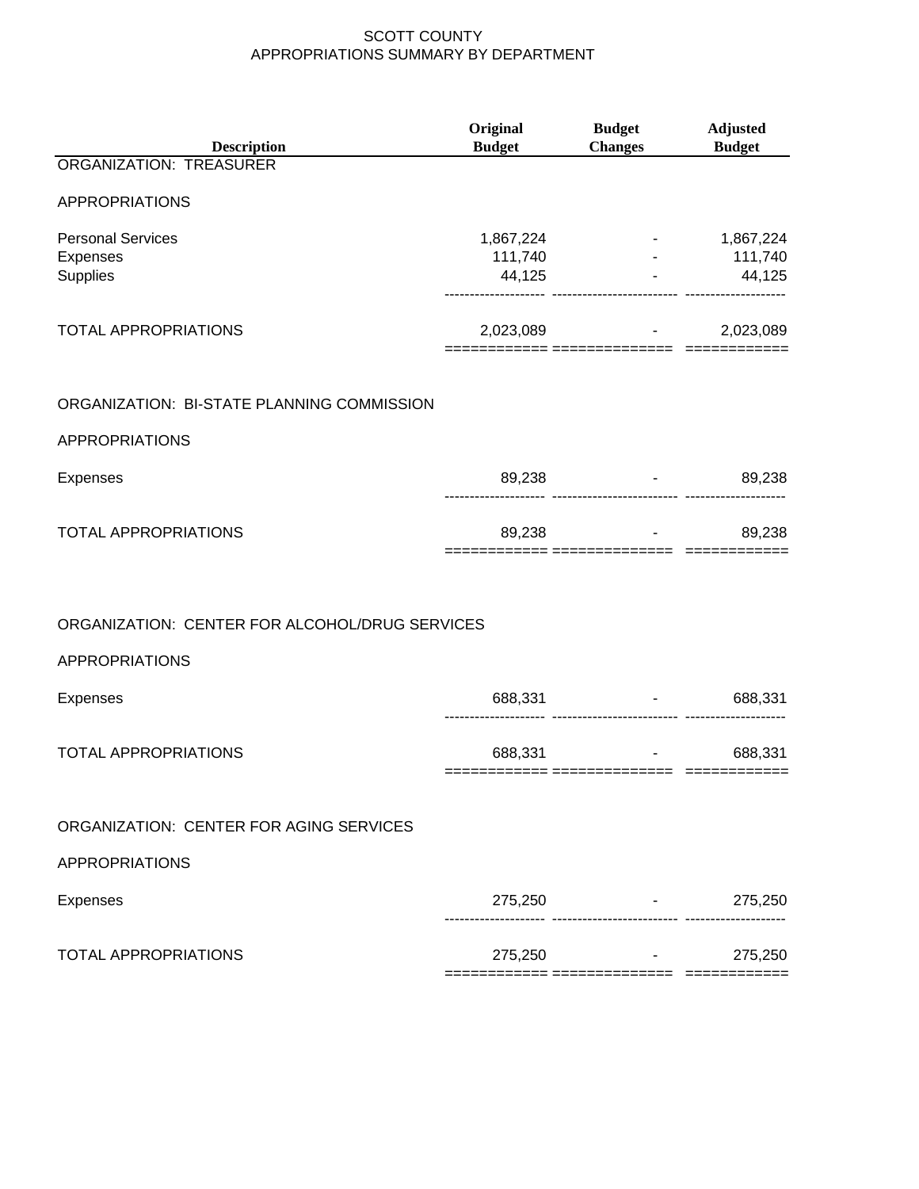SCOTT COUNTY
APPROPRIATIONS SUMMARY BY DEPARTMENT

| Description | Original Budget | Budget Changes | Adjusted Budget |
|---|---|---|---|
| ORGANIZATION: TREASURER | | | |
| APPROPRIATIONS | | | |
| Personal Services | 1,867,224 | - | 1,867,224 |
| Expenses | 111,740 | - | 111,740 |
| Supplies | 44,125 | - | 44,125 |
| TOTAL APPROPRIATIONS | 2,023,089 | - | 2,023,089 |
| ORGANIZATION: BI-STATE PLANNING COMMISSION | | | |
| APPROPRIATIONS | | | |
| Expenses | 89,238 | - | 89,238 |
| TOTAL APPROPRIATIONS | 89,238 | - | 89,238 |
| ORGANIZATION: CENTER FOR ALCOHOL/DRUG SERVICES | | | |
| APPROPRIATIONS | | | |
| Expenses | 688,331 | - | 688,331 |
| TOTAL APPROPRIATIONS | 688,331 | - | 688,331 |
| ORGANIZATION: CENTER FOR AGING SERVICES | | | |
| APPROPRIATIONS | | | |
| Expenses | 275,250 | - | 275,250 |
| TOTAL APPROPRIATIONS | 275,250 | - | 275,250 |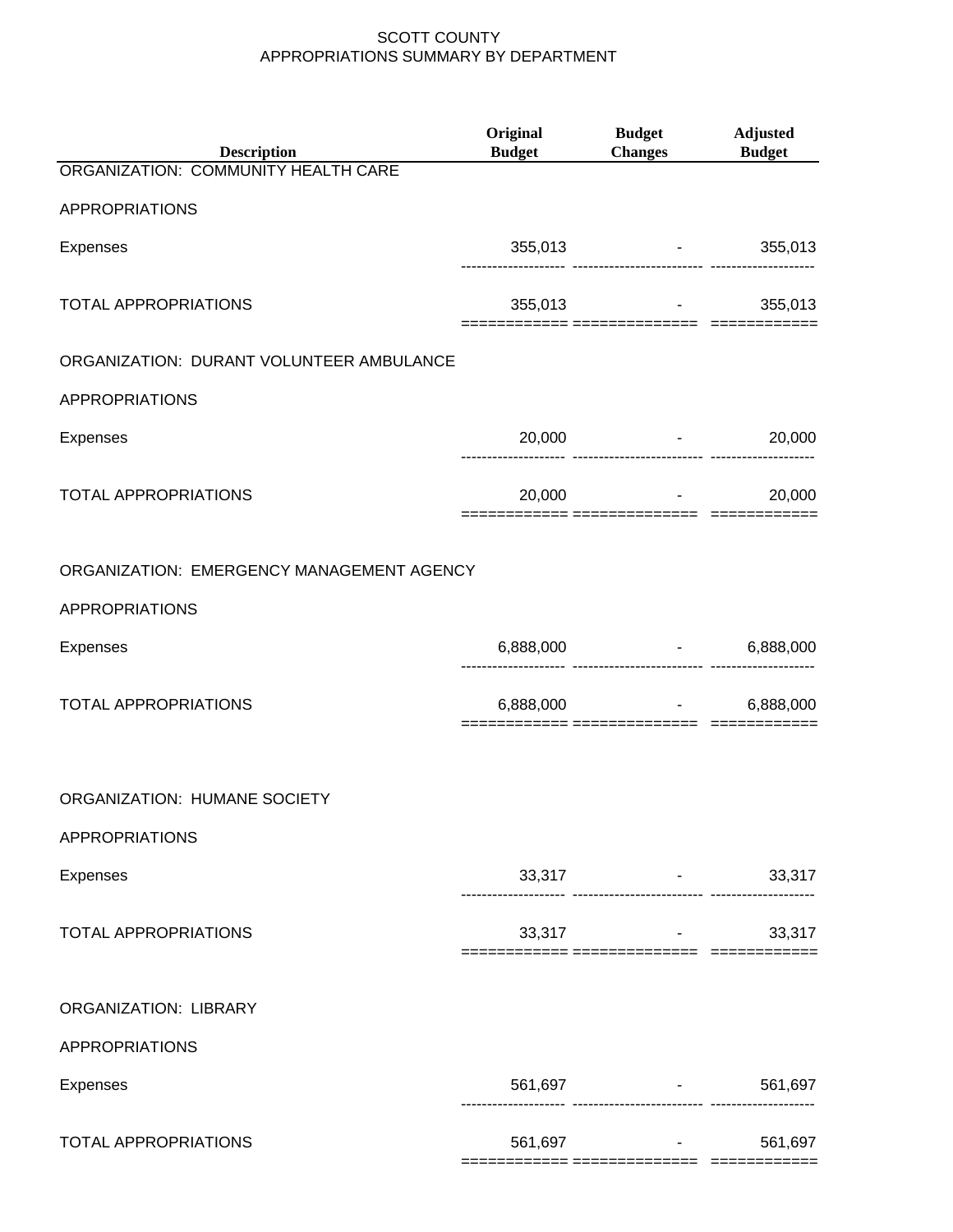SCOTT COUNTY
APPROPRIATIONS SUMMARY BY DEPARTMENT

| Description | Original Budget | Budget Changes | Adjusted Budget |
|---|---|---|---|
| ORGANIZATION: COMMUNITY HEALTH CARE | | | |
| APPROPRIATIONS | | | |
| Expenses | 355,013 | - | 355,013 |
| TOTAL APPROPRIATIONS | 355,013 | - | 355,013 |
| ORGANIZATION: DURANT VOLUNTEER AMBULANCE | | | |
| APPROPRIATIONS | | | |
| Expenses | 20,000 | - | 20,000 |
| TOTAL APPROPRIATIONS | 20,000 | - | 20,000 |
| ORGANIZATION: EMERGENCY MANAGEMENT AGENCY | | | |
| APPROPRIATIONS | | | |
| Expenses | 6,888,000 | - | 6,888,000 |
| TOTAL APPROPRIATIONS | 6,888,000 | - | 6,888,000 |
| ORGANIZATION: HUMANE SOCIETY | | | |
| APPROPRIATIONS | | | |
| Expenses | 33,317 | - | 33,317 |
| TOTAL APPROPRIATIONS | 33,317 | - | 33,317 |
| ORGANIZATION: LIBRARY | | | |
| APPROPRIATIONS | | | |
| Expenses | 561,697 | - | 561,697 |
| TOTAL APPROPRIATIONS | 561,697 | - | 561,697 |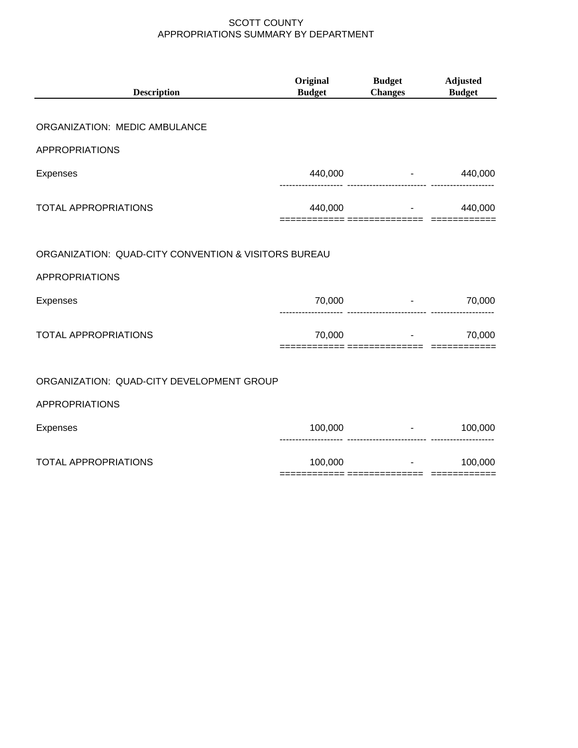# SCOTT COUNTY
## APPROPRIATIONS SUMMARY BY DEPARTMENT

| Description | Original Budget | Budget Changes | Adjusted Budget |
|---|---|---|---|
| ORGANIZATION: MEDIC AMBULANCE | | | |
| APPROPRIATIONS | | | |
| Expenses | 440,000 | - | 440,000 |
| TOTAL APPROPRIATIONS | 440,000 | - | 440,000 |
| ORGANIZATION: QUAD-CITY CONVENTION & VISITORS BUREAU | | | |
| APPROPRIATIONS | | | |
| Expenses | 70,000 | - | 70,000 |
| TOTAL APPROPRIATIONS | 70,000 | - | 70,000 |
| ORGANIZATION: QUAD-CITY DEVELOPMENT GROUP | | | |
| APPROPRIATIONS | | | |
| Expenses | 100,000 | - | 100,000 |
| TOTAL APPROPRIATIONS | 100,000 | - | 100,000 |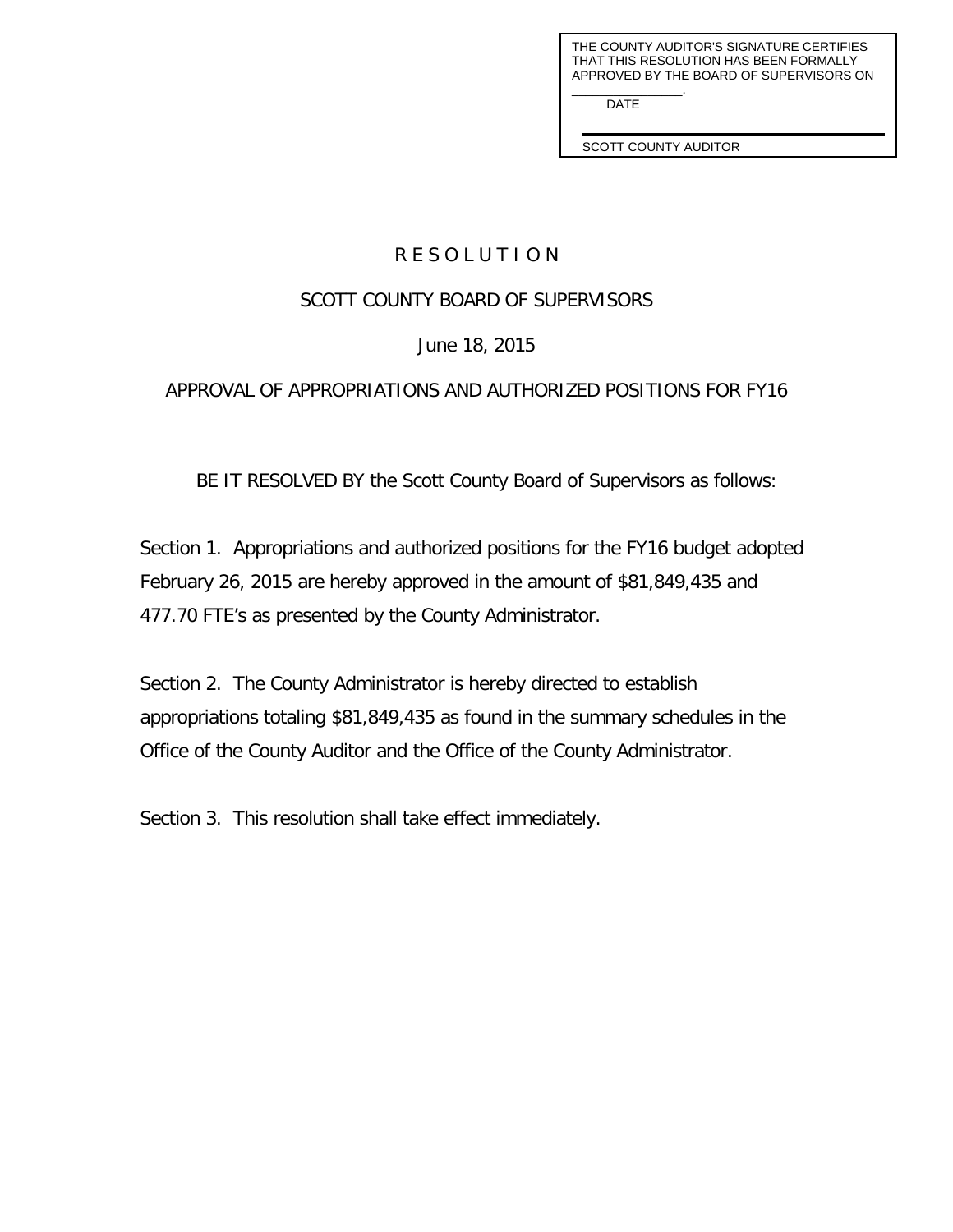THE COUNTY AUDITOR'S SIGNATURE CERTIFIES THAT THIS RESOLUTION HAS BEEN FORMALLY APPROVED BY THE BOARD OF SUPERVISORS ON

_______________.
DATE

_______________
SCOTT COUNTY AUDITOR

# R E S O L U T I O N

## SCOTT COUNTY BOARD OF SUPERVISORS

## June 18, 2015

## APPROVAL OF APPROPRIATIONS AND AUTHORIZED POSITIONS FOR FY16

BE IT RESOLVED BY the Scott County Board of Supervisors as follows:

Section 1. Appropriations and authorized positions for the FY16 budget adopted February 26, 2015 are hereby approved in the amount of $81,849,435 and 477.70 FTE's as presented by the County Administrator.

Section 2. The County Administrator is hereby directed to establish appropriations totaling $81,849,435 as found in the summary schedules in the Office of the County Auditor and the Office of the County Administrator.

Section 3. This resolution shall take effect immediately.